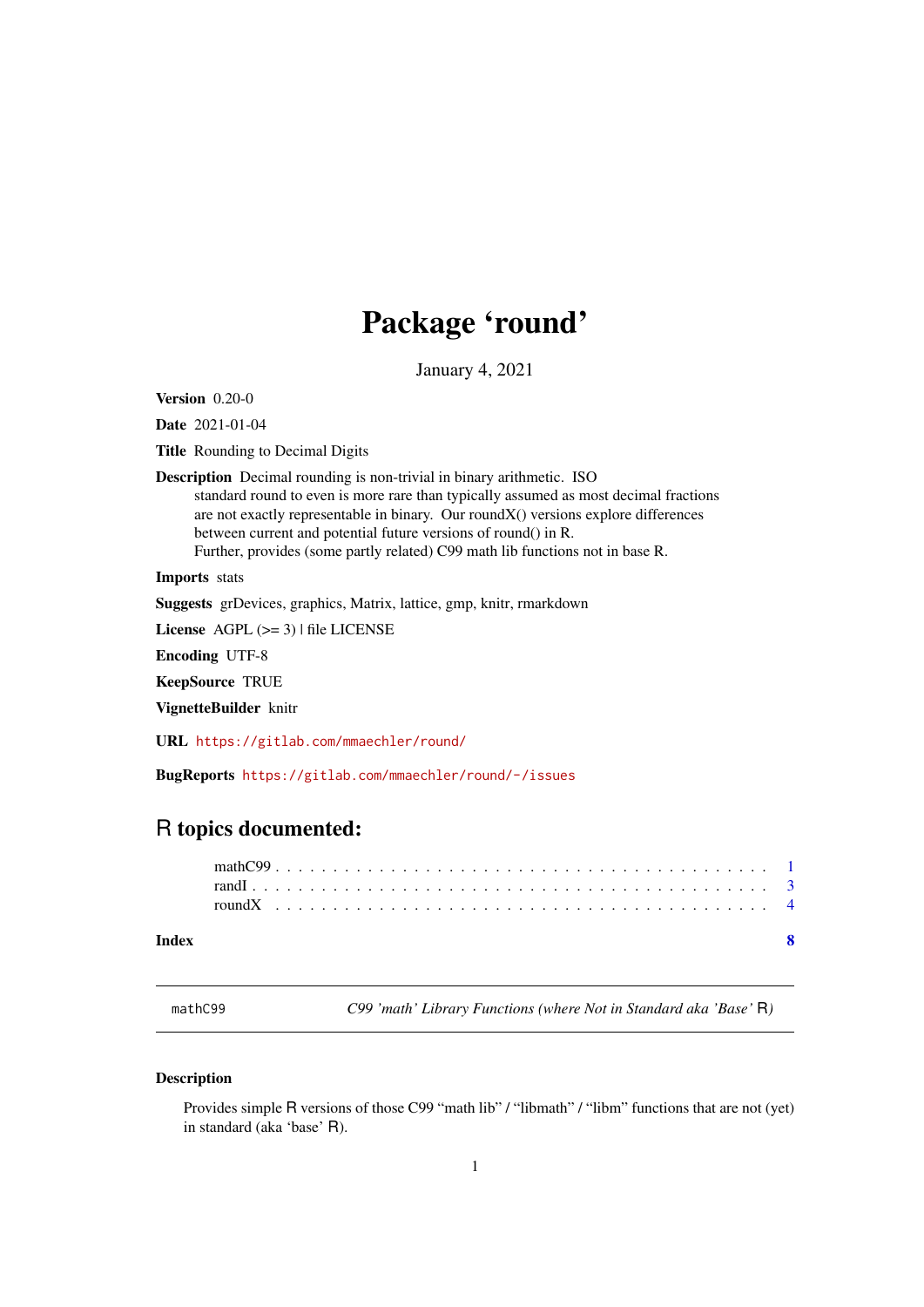# Package ‘round’

January 4, 2021

**Version** 0.20-0

**Date** 2021-01-04

**Title** Rounding to Decimal Digits

**Description** Decimal rounding is non-trivial in binary arithmetic. ISO standard round to even is more rare than typically assumed as most decimal fractions are not exactly representable in binary. Our roundX() versions explore differences between current and potential future versions of round() in R.
Further, provides (some partly related) C99 math lib functions not in base R.

**Imports** stats

**Suggests** grDevices, graphics, Matrix, lattice, gmp, knitr, rmarkdown

**License** AGPL (>= 3) | file LICENSE

**Encoding** UTF-8

**KeepSource** TRUE

**VignetteBuilder** knitr

**URL** https://gitlab.com/mmaechler/round/

**BugReports** https://gitlab.com/mmaechler/round/-/issues

## R topics documented:

| | |
|---|---|
| mathC99 | 1 |
| randI | 3 |
| roundX | 4 |
| **Index** | **8** |

---

`mathC99` — *C99 ’math’ Library Functions (where Not in Standard aka ’Base’ R)*

---

### Description

Provides simple R versions of those C99 “math lib” / “libmath” / “libm” functions that are not (yet) in standard (aka ‘base’ R).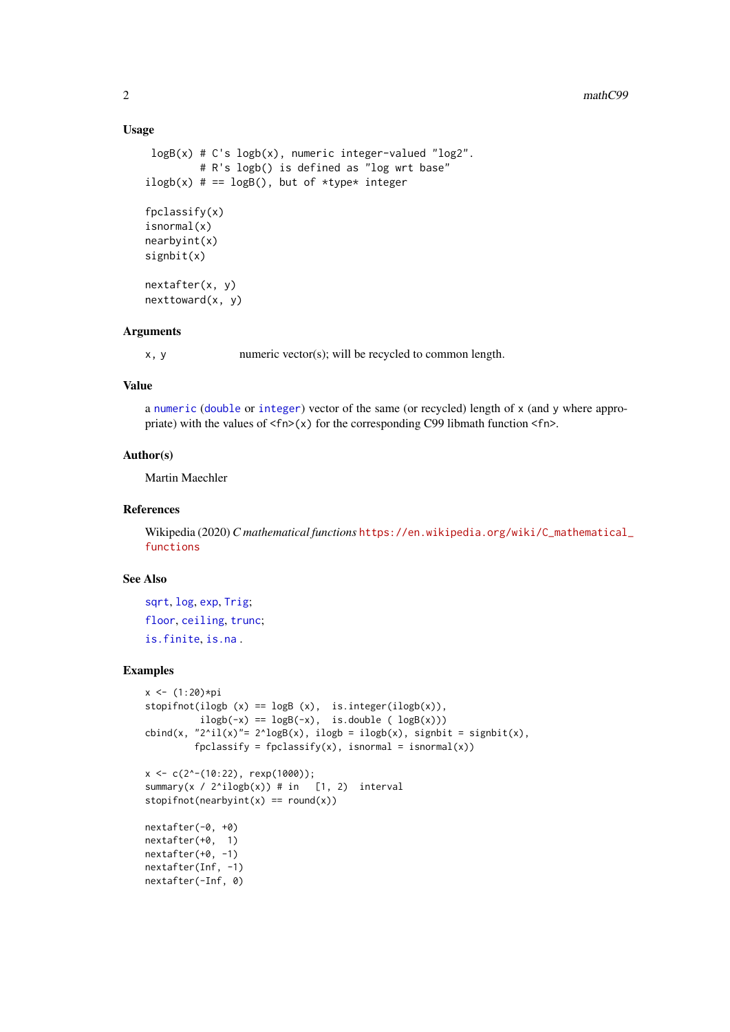## Usage

```
 logB(x) # C's logb(x), numeric integer-valued "log2".
         # R's logb() is defined as "log wrt base"
ilogb(x) # == logB(), but of *type* integer

fpclassify(x)
isnormal(x)
nearbyint(x)
signbit(x)

nextafter(x, y)
nexttoward(x, y)
```

## Arguments

| | |
|---|---|
| `x, y` | numeric vector(s); will be recycled to common length. |

## Value

a `numeric` (`double` or `integer`) vector of the same (or recycled) length of `x` (and `y` where appropriate) with the values of `<fn>(x)` for the corresponding C99 libmath function `<fn>`.

## Author(s)

Martin Maechler

## References

Wikipedia (2020) *C mathematical functions* https://en.wikipedia.org/wiki/C_mathematical_functions

## See Also

`sqrt`, `log`, `exp`, `Trig`;
`floor`, `ceiling`, `trunc`;
`is.finite`, `is.na` .

## Examples

```
x <- (1:20)*pi
stopifnot(ilogb (x) == logB (x),  is.integer(ilogb(x)),
          ilogb(-x) == logB(-x),  is.double ( logB(x)))
cbind(x, "2^il(x)"= 2^logB(x), ilogb = ilogb(x), signbit = signbit(x),
         fpclassify = fpclassify(x), isnormal = isnormal(x))

x <- c(2^-(10:22), rexp(1000));
summary(x / 2^ilogb(x)) # in   [1, 2)  interval
stopifnot(nearbyint(x) == round(x))

nextafter(-0, +0)
nextafter(+0,  1)
nextafter(+0, -1)
nextafter(Inf, -1)
nextafter(-Inf, 0)
```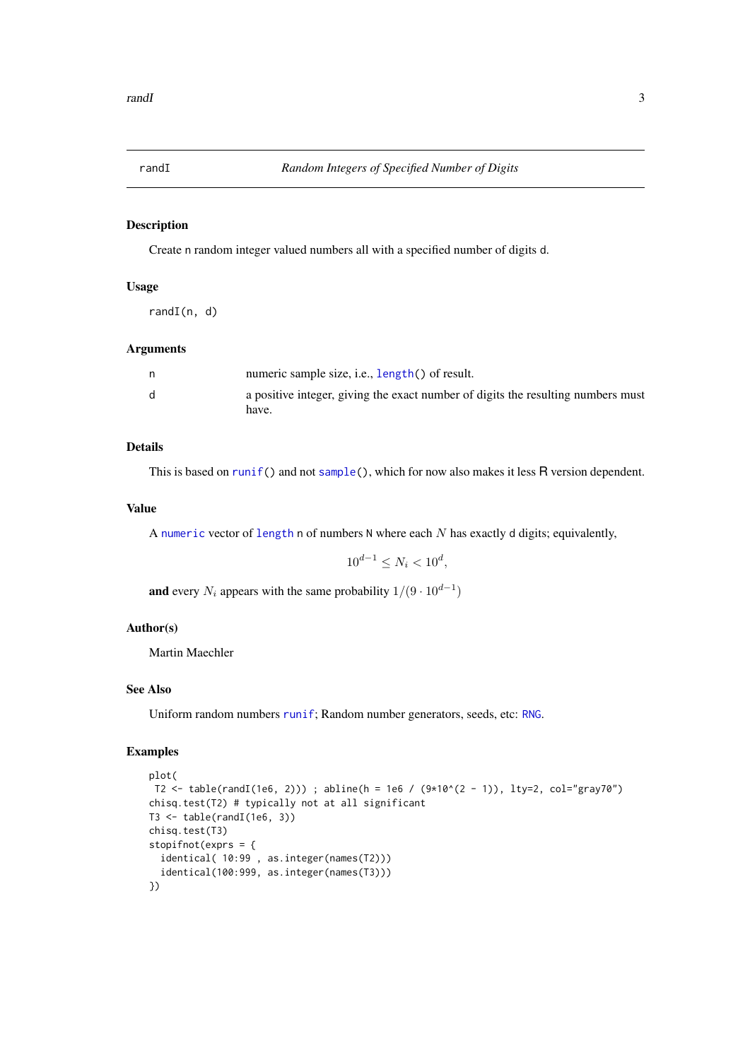# randI — *Random Integers of Specified Number of Digits*

## Description

Create n random integer valued numbers all with a specified number of digits d.

## Usage

```
randI(n, d)
```

## Arguments

| | |
|---|---|
| n | numeric sample size, i.e., length() of result. |
| d | a positive integer, giving the exact number of digits the resulting numbers must have. |

## Details

This is based on runif() and not sample(), which for now also makes it less R version dependent.

## Value

A numeric vector of length n of numbers N where each $N$ has exactly d digits; equivalently,

$$10^{d-1} \leq N_i < 10^d,$$

**and** every $N_i$ appears with the same probability $1/(9 \cdot 10^{d-1})$

## Author(s)

Martin Maechler

## See Also

Uniform random numbers runif; Random number generators, seeds, etc: RNG.

## Examples

```
plot(
 T2 <- table(randI(1e6, 2))) ; abline(h = 1e6 / (9*10^(2 - 1)), lty=2, col="gray70")
chisq.test(T2) # typically not at all significant
T3 <- table(randI(1e6, 3))
chisq.test(T3)
stopifnot(exprs = {
  identical( 10:99 , as.integer(names(T2)))
  identical(100:999, as.integer(names(T3)))
})
```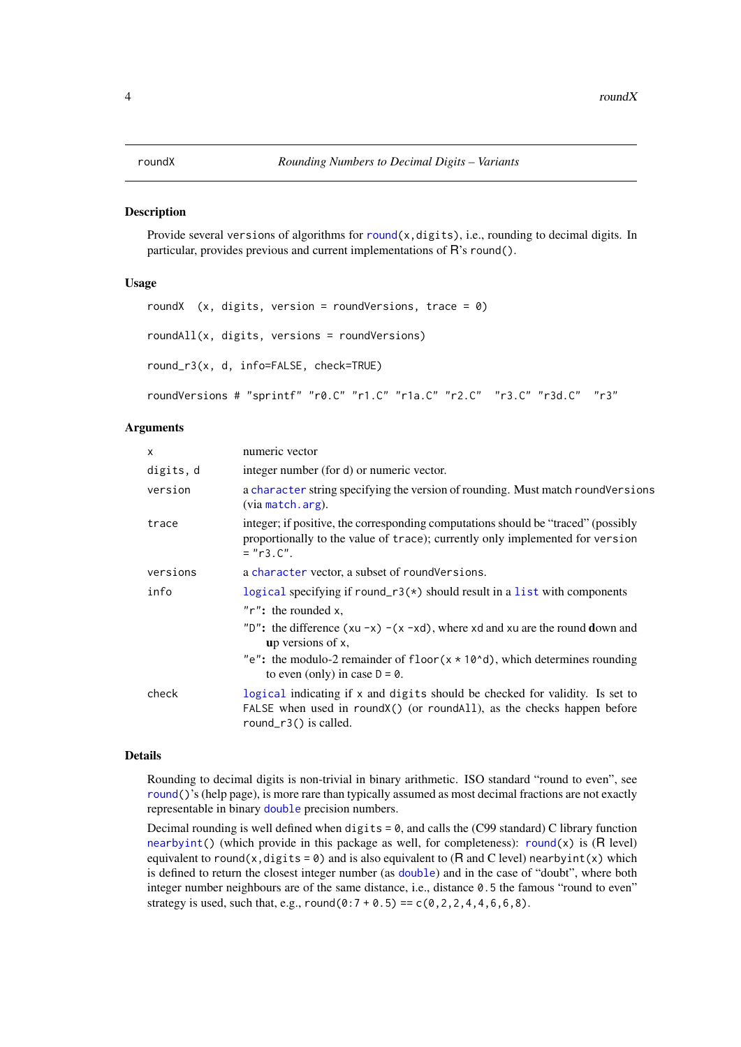roundX | *Rounding Numbers to Decimal Digits – Variants*

## Description

Provide several versions of algorithms for round(x,digits), i.e., rounding to decimal digits. In particular, provides previous and current implementations of R's round().

## Usage

```
roundX  (x, digits, version = roundVersions, trace = 0)

roundAll(x, digits, versions = roundVersions)

round_r3(x, d, info=FALSE, check=TRUE)

roundVersions # "sprintf" "r0.C" "r1.C" "r1a.C" "r2.C"  "r3.C" "r3d.C"  "r3"
```

## Arguments

| | |
|---|---|
| x | numeric vector |
| digits, d | integer number (for d) or numeric vector. |
| version | a character string specifying the version of rounding. Must match roundVersions (via match.arg). |
| trace | integer; if positive, the corresponding computations should be "traced" (possibly proportionally to the value of trace); currently only implemented for version = "r3.C". |
| versions | a character vector, a subset of roundVersions. |
| info | logical specifying if round_r3(*) should result in a list with components<br>"r": the rounded x,<br>"D": the difference (xu -x) -(x -xd), where xd and xu are the round **d**own and **u**p versions of x,<br>"e": the modulo-2 remainder of floor(x * 10^d), which determines rounding to even (only) in case D = 0. |
| check | logical indicating if x and digits should be checked for validity. Is set to FALSE when used in roundX() (or roundAll), as the checks happen before round_r3() is called. |

## Details

Rounding to decimal digits is non-trivial in binary arithmetic. ISO standard "round to even", see round()'s (help page), is more rare than typically assumed as most decimal fractions are not exactly representable in binary double precision numbers.

Decimal rounding is well defined when digits = 0, and calls the (C99 standard) C library function nearbyint() (which provide in this package as well, for completeness): round(x) is (R level) equivalent to round(x,digits = 0) and is also equivalent to (R and C level) nearbyint(x) which is defined to return the closest integer number (as double) and in the case of "doubt", where both integer number neighbours are of the same distance, i.e., distance 0.5 the famous "round to even" strategy is used, such that, e.g., round(0:7 + 0.5) == c(0,2,2,4,4,6,6,8).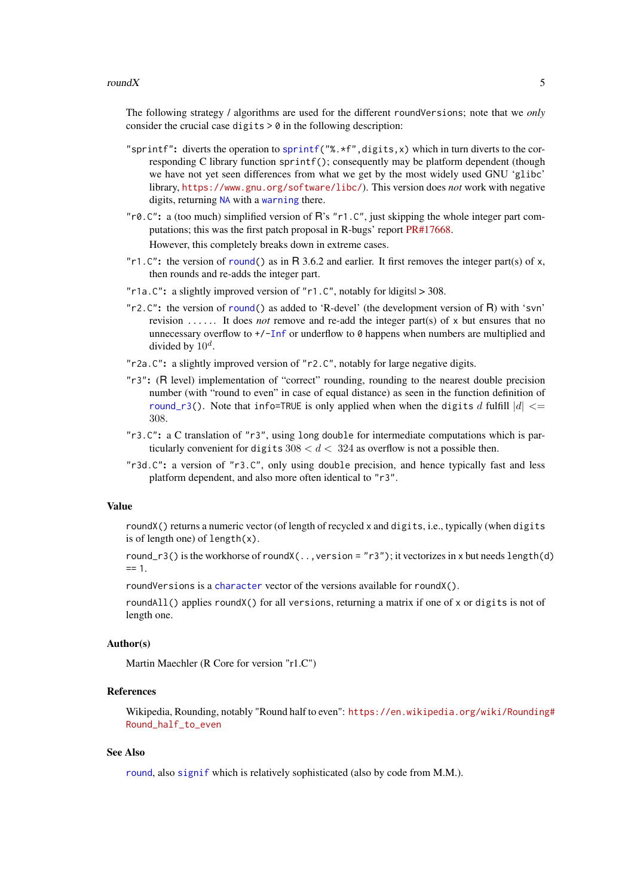The following strategy / algorithms are used for the different `roundVersions`; note that we *only* consider the crucial case `digits > 0` in the following description:

`"sprintf"`: diverts the operation to `sprintf("%.*f",digits,x)` which in turn diverts to the corresponding C library function `sprintf()`; consequently may be platform dependent (though we have not yet seen differences from what we get by the most widely used GNU 'glibc' library, https://www.gnu.org/software/libc/). This version does *not* work with negative digits, returning `NA` with a `warning` there.

`"r0.C"`: a (too much) simplified version of R's `"r1.C"`, just skipping the whole integer part computations; this was the first patch proposal in R-bugs' report PR#17668.

However, this completely breaks down in extreme cases.

`"r1.C"`: the version of `round()` as in R 3.6.2 and earlier. It first removes the integer part(s) of `x`, then rounds and re-adds the integer part.

`"r1a.C"`: a slightly improved version of `"r1.C"`, notably for |digits| > 308.

`"r2.C"`: the version of `round()` as added to 'R-devel' (the development version of R) with 'svn' revision ...... It does *not* remove and re-add the integer part(s) of `x` but ensures that no unnecessary overflow to `+/-Inf` or underflow to `0` happens when numbers are multiplied and divided by $10^d$.

`"r2a.C"`: a slightly improved version of `"r2.C"`, notably for large negative digits.

`"r3"`: (R level) implementation of "correct" rounding, rounding to the nearest double precision number (with "round to even" in case of equal distance) as seen in the function definition of `round_r3()`. Note that `info=TRUE` is only applied when when the `digits` $d$ fulfill $|d| <= 308$.

`"r3.C"`: a C translation of `"r3"`, using `long double` for intermediate computations which is particularly convenient for `digits` $308 < d < 324$ as overflow is not a possible then.

`"r3d.C"`: a version of `"r3.C"`, only using `double` precision, and hence typically fast and less platform dependent, and also more often identical to `"r3"`.

## Value

`roundX()` returns a numeric vector (of length of recycled `x` and `digits`, i.e., typically (when `digits` is of length one) of `length(x)`.

`round_r3()` is the workhorse of `roundX(..,version = "r3")`; it vectorizes in `x` but needs `length(d) == 1`.

`roundVersions` is a `character` vector of the versions available for `roundX()`.

`roundAll()` applies `roundX()` for all `versions`, returning a matrix if one of `x` or `digits` is not of length one.

## Author(s)

Martin Maechler (R Core for version "r1.C")

## References

Wikipedia, Rounding, notably "Round half to even": https://en.wikipedia.org/wiki/Rounding#Round_half_to_even

## See Also

`round`, also `signif` which is relatively sophisticated (also by code from M.M.).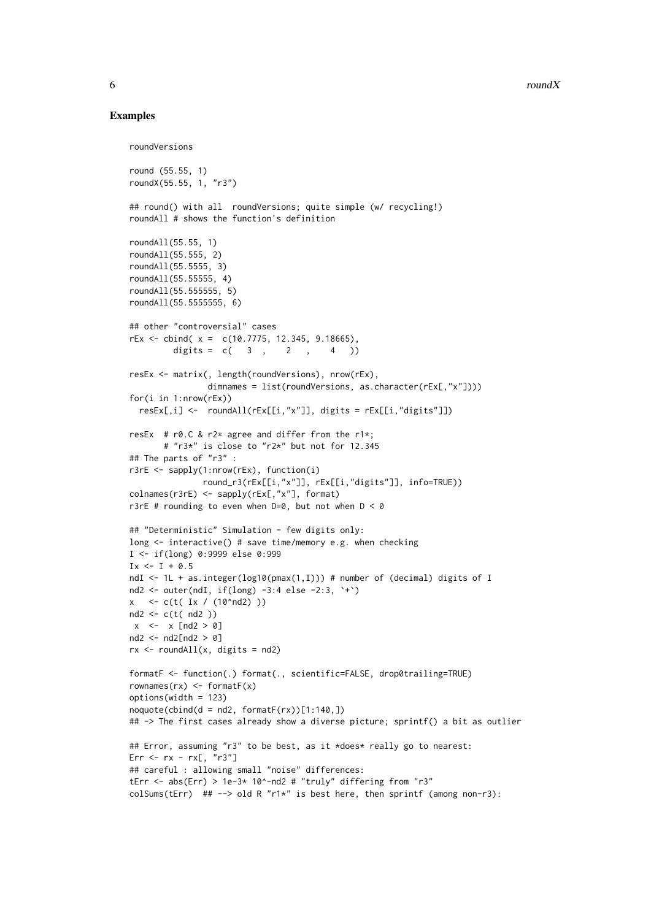## Examples

```
roundVersions

round (55.55, 1)
roundX(55.55, 1, "r3")

## round() with all  roundVersions; quite simple (w/ recycling!)
roundAll # shows the function's definition

roundAll(55.55, 1)
roundAll(55.555, 2)
roundAll(55.5555, 3)
roundAll(55.55555, 4)
roundAll(55.555555, 5)
roundAll(55.5555555, 6)

## other "controversial" cases
rEx <- cbind( x =  c(10.7775, 12.345, 9.18665),
         digits =  c(   3  ,     2   ,     4   ))

resEx <- matrix(, length(roundVersions), nrow(rEx),
                dimnames = list(roundVersions, as.character(rEx[,"x"])))
for(i in 1:nrow(rEx))
  resEx[,i] <-  roundAll(rEx[[i,"x"]], digits = rEx[[i,"digits"]])

resEx  # r0.C & r2* agree and differ from the r1*;
       # "r3*" is close to "r2*" but not for 12.345
## The parts of "r3" :
r3rE <- sapply(1:nrow(rEx), function(i)
              round_r3(rEx[[i,"x"]], rEx[[i,"digits"]], info=TRUE))
colnames(r3rE) <- sapply(rEx[,"x"], format)
r3rE # rounding to even when D=0, but not when D < 0

## "Deterministic" Simulation - few digits only:
long <- interactive() # save time/memory e.g. when checking
I <- if(long) 0:9999 else 0:999
Ix <- I + 0.5
ndI <- 1L + as.integer(log10(pmax(1,I))) # number of (decimal) digits of I
nd2 <- outer(ndI, if(long) -3:4 else -2:3, `+`)
x   <- c(t( Ix / (10^nd2) ))
nd2 <- c(t( nd2 ))
 x  <-  x [nd2 > 0]
nd2 <- nd2[nd2 > 0]
rx <- roundAll(x, digits = nd2)

formatF <- function(.) format(., scientific=FALSE, drop0trailing=TRUE)
rownames(rx) <- formatF(x)
options(width = 123)
noquote(cbind(d = nd2, formatF(rx))[1:140,])
## -> The first cases already show a diverse picture; sprintf() a bit as outlier

## Error, assuming "r3" to be best, as it *does* really go to nearest:
Err <- rx - rx[, "r3"]
## careful : allowing small "noise" differences:
tErr <- abs(Err) > 1e-3* 10^-nd2 # "truly" differing from "r3"
colSums(tErr)  ## --> old R "r1*" is best here, then sprintf (among non-r3):
```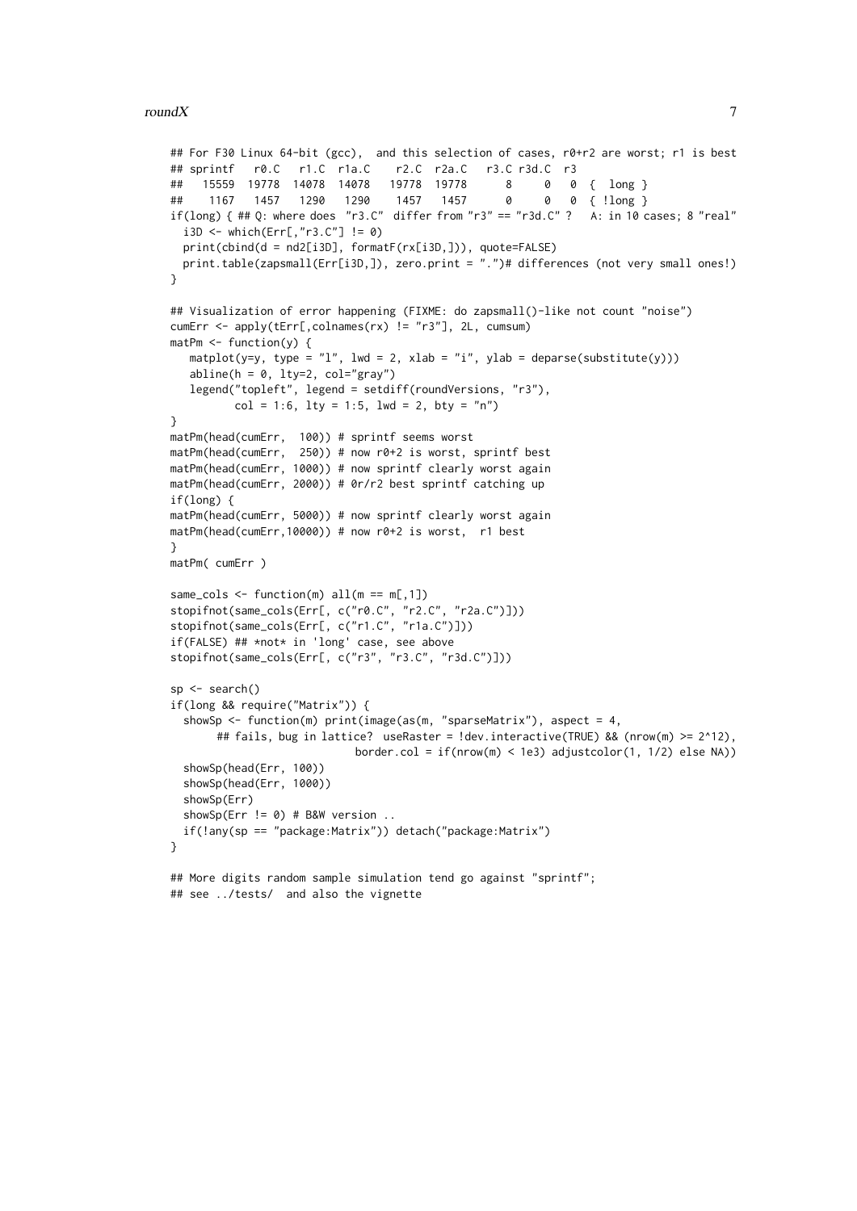```
## For F30 Linux 64-bit (gcc),  and this selection of cases, r0+r2 are worst; r1 is best
## sprintf   r0.C   r1.C  r1a.C    r2.C  r2a.C   r3.C r3d.C  r3
##   15559  19778  14078  14078   19778  19778      8     0   0  {  long }
##    1167   1457   1290   1290    1457   1457      0     0   0  { !long }
if(long) { ## Q: where does  "r3.C"  differ from "r3" == "r3d.C" ?   A: in 10 cases; 8 "real"
  i3D <- which(Err[,"r3.C"] != 0)
  print(cbind(d = nd2[i3D], formatF(rx[i3D,])), quote=FALSE)
  print.table(zapsmall(Err[i3D,]), zero.print = ".")# differences (not very small ones!)
}

## Visualization of error happening (FIXME: do zapsmall()-like not count "noise")
cumErr <- apply(tErr[,colnames(rx) != "r3"], 2L, cumsum)
matPm <- function(y) {
   matplot(y=y, type = "l", lwd = 2, xlab = "i", ylab = deparse(substitute(y)))
   abline(h = 0, lty=2, col="gray")
   legend("topleft", legend = setdiff(roundVersions, "r3"),
          col = 1:6, lty = 1:5, lwd = 2, bty = "n")
}
matPm(head(cumErr,  100)) # sprintf seems worst
matPm(head(cumErr,  250)) # now r0+2 is worst, sprintf best
matPm(head(cumErr, 1000)) # now sprintf clearly worst again
matPm(head(cumErr, 2000)) # 0r/r2 best sprintf catching up
if(long) {
matPm(head(cumErr, 5000)) # now sprintf clearly worst again
matPm(head(cumErr,10000)) # now r0+2 is worst,  r1 best
}
matPm( cumErr )

same_cols <- function(m) all(m == m[,1])
stopifnot(same_cols(Err[, c("r0.C", "r2.C", "r2a.C")]))
stopifnot(same_cols(Err[, c("r1.C", "r1a.C")]))
if(FALSE) ## *not* in 'long' case, see above
stopifnot(same_cols(Err[, c("r3", "r3.C", "r3d.C")]))

sp <- search()
if(long && require("Matrix")) {
  showSp <- function(m) print(image(as(m, "sparseMatrix"), aspect = 4,
       ## fails, bug in lattice?  useRaster = !dev.interactive(TRUE) && (nrow(m) >= 2^12),
                           border.col = if(nrow(m) < 1e3) adjustcolor(1, 1/2) else NA))
  showSp(head(Err, 100))
  showSp(head(Err, 1000))
  showSp(Err)
  showSp(Err != 0) # B&W version ..
  if(!any(sp == "package:Matrix")) detach("package:Matrix")
}

## More digits random sample simulation tend go against "sprintf";
## see ../tests/  and also the vignette
```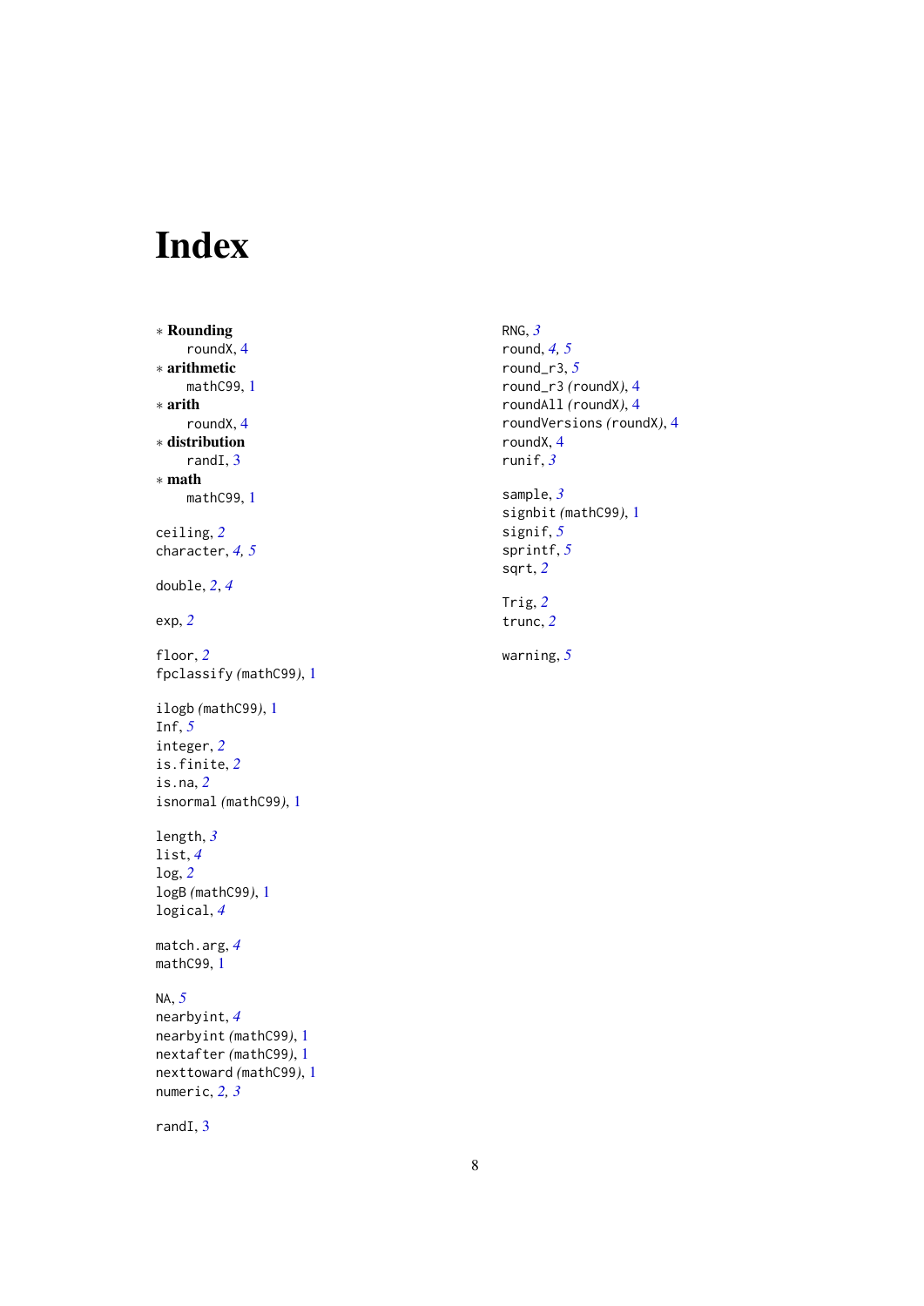# Index

* **Rounding**
  roundX, 4
* **arithmetic**
  mathC99, 1
* **arith**
  roundX, 4
* **distribution**
  randI, 3
* **math**
  mathC99, 1

ceiling, *2*
character, *4, 5*

double, *2*, *4*

exp, *2*

floor, *2*
fpclassify (mathC99), 1

ilogb (mathC99), 1
Inf, *5*
integer, *2*
is.finite, *2*
is.na, *2*
isnormal (mathC99), 1

length, *3*
list, *4*
log, *2*
logB (mathC99), 1
logical, *4*

match.arg, *4*
mathC99, 1

NA, *5*
nearbyint, *4*
nearbyint (mathC99), 1
nextafter (mathC99), 1
nexttoward (mathC99), 1
numeric, *2, 3*

randI, 3
RNG, *3*
round, *4, 5*
round_r3, *5*
round_r3 (roundX), 4
roundAll (roundX), 4
roundVersions (roundX), 4
roundX, 4
runif, *3*

sample, *3*
signbit (mathC99), 1
signif, *5*
sprintf, *5*
sqrt, *2*

Trig, *2*
trunc, *2*

warning, *5*